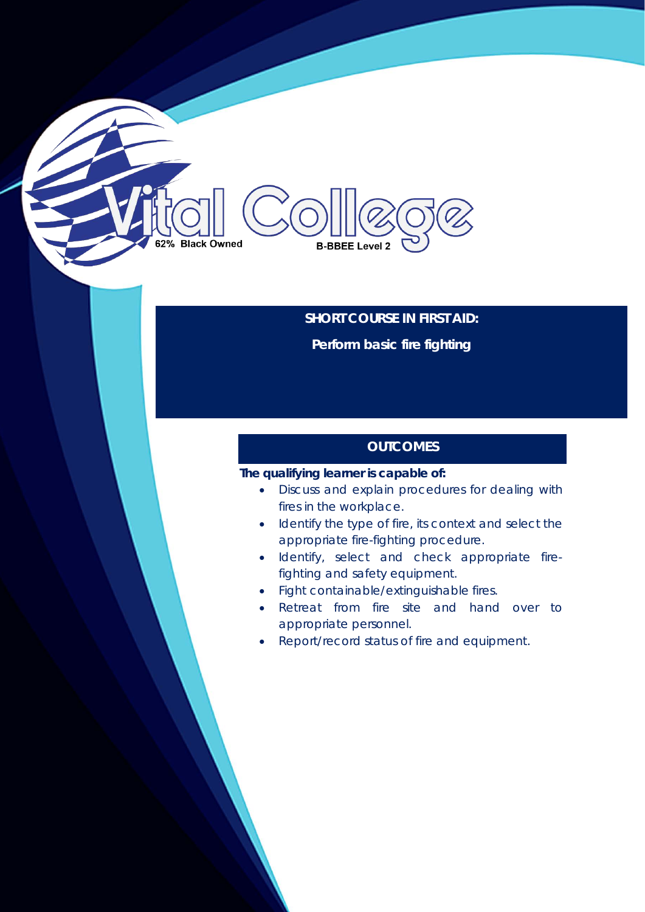Vital College

62% Black Owned

B-BBEE Level 2

# SHORT COURSE IN FIRST AID:

## Perform basic fire fighting

### OUTCOMES

**The qualifying learner is capable of:**

- Discuss and explain procedures for dealing with fires in the workplace.
- Identify the type of fire, its context and select the appropriate fire-fighting procedure.
- Identify, select and check appropriate fire-fighting and safety equipment.
- Fight containable/extinguishable fires.
- Retreat from fire site and hand over to appropriate personnel.
- Report/record status of fire and equipment.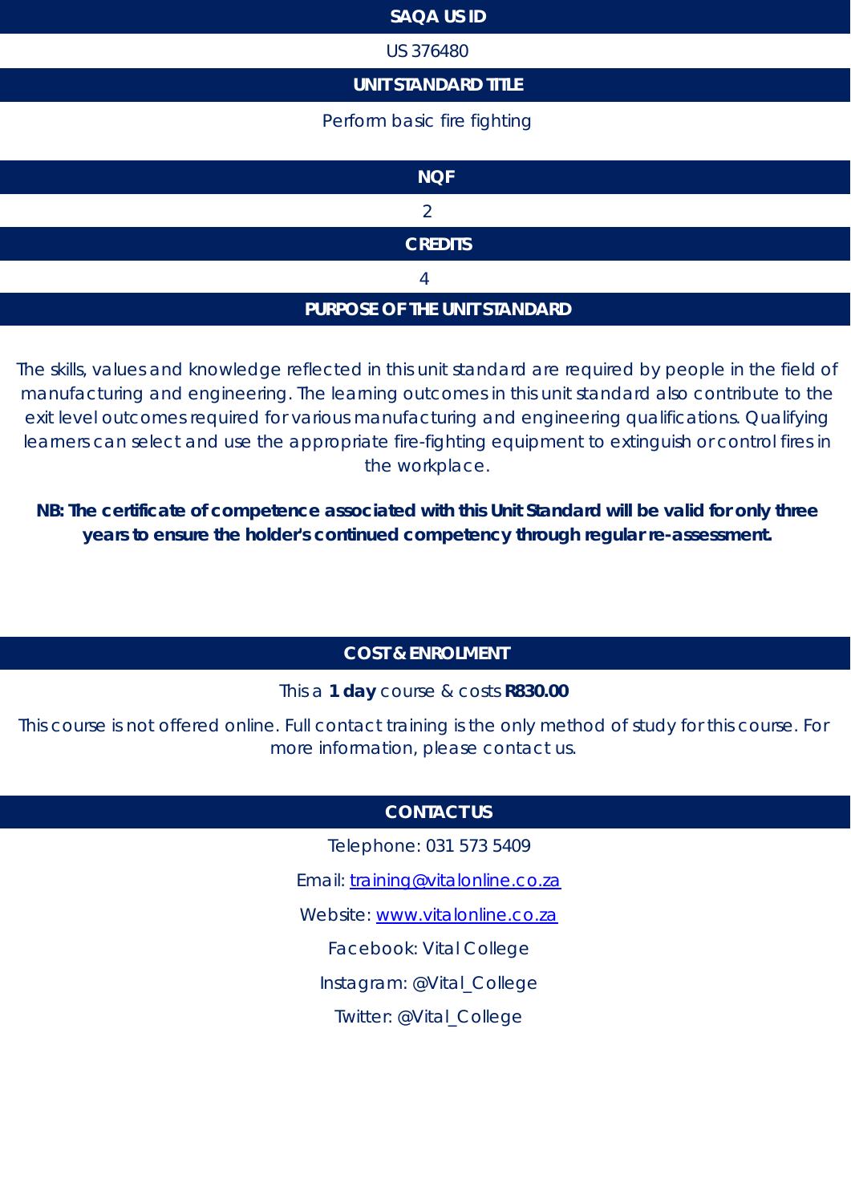## SAQA US ID

US 376480

## UNIT STANDARD TITLE

Perform basic fire fighting

## NQF

2

## CREDITS

4

## PURPOSE OF THE UNIT STANDARD

The skills, values and knowledge reflected in this unit standard are required by people in the field of manufacturing and engineering. The learning outcomes in this unit standard also contribute to the exit level outcomes required for various manufacturing and engineering qualifications. Qualifying learners can select and use the appropriate fire-fighting equipment to extinguish or control fires in the workplace.

**NB: The certificate of competence associated with this Unit Standard will be valid for only three years to ensure the holder's continued competency through regular re-assessment.**

## COST & ENROLMENT

This a **1 day** course & costs **R830.00**

This course is not offered online. Full contact training is the only method of study for this course. For more information, please contact us.

## CONTACT US

Telephone: 031 573 5409

Email: training@vitalonline.co.za

Website: www.vitalonline.co.za

Facebook: Vital College

Instagram: @Vital_College

Twitter: @Vital_College